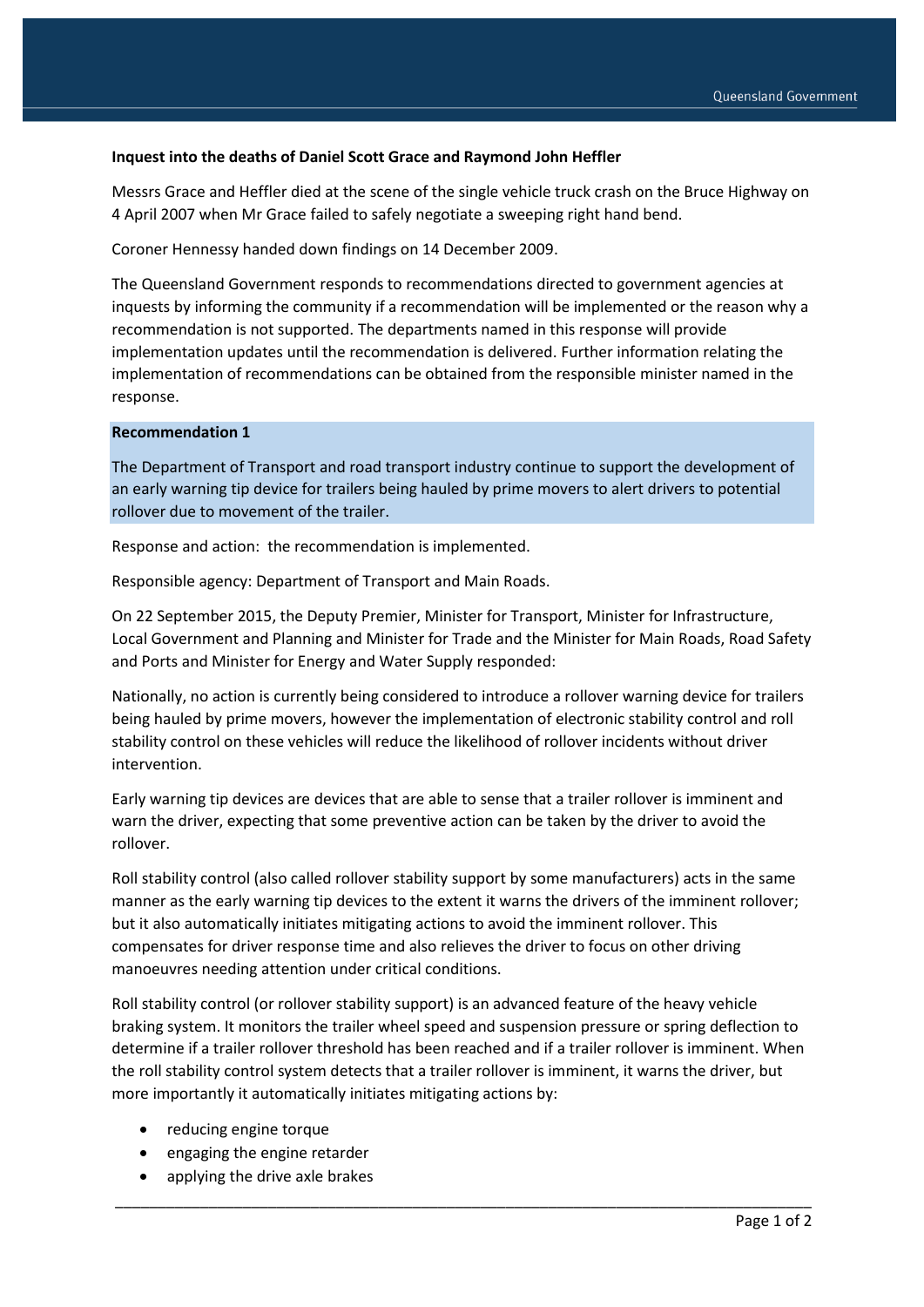**Inquest into the deaths of Daniel Scott Grace and Raymond John Heffler**

Messrs Grace and Heffler died at the scene of the single vehicle truck crash on the Bruce Highway on 4 April 2007 when Mr Grace failed to safely negotiate a sweeping right hand bend.

Coroner Hennessy handed down findings on 14 December 2009.

The Queensland Government responds to recommendations directed to government agencies at inquests by informing the community if a recommendation will be implemented or the reason why a recommendation is not supported. The departments named in this response will provide implementation updates until the recommendation is delivered. Further information relating the implementation of recommendations can be obtained from the responsible minister named in the response.

**Recommendation 1**

The Department of Transport and road transport industry continue to support the development of an early warning tip device for trailers being hauled by prime movers to alert drivers to potential rollover due to movement of the trailer.

Response and action: the recommendation is implemented.

Responsible agency: Department of Transport and Main Roads.

On 22 September 2015, the Deputy Premier, Minister for Transport, Minister for Infrastructure, Local Government and Planning and Minister for Trade and the Minister for Main Roads, Road Safety and Ports and Minister for Energy and Water Supply responded:

Nationally, no action is currently being considered to introduce a rollover warning device for trailers being hauled by prime movers, however the implementation of electronic stability control and roll stability control on these vehicles will reduce the likelihood of rollover incidents without driver intervention.

Early warning tip devices are devices that are able to sense that a trailer rollover is imminent and warn the driver, expecting that some preventive action can be taken by the driver to avoid the rollover.

Roll stability control (also called rollover stability support by some manufacturers) acts in the same manner as the early warning tip devices to the extent it warns the drivers of the imminent rollover; but it also automatically initiates mitigating actions to avoid the imminent rollover. This compensates for driver response time and also relieves the driver to focus on other driving manoeuvres needing attention under critical conditions.

Roll stability control (or rollover stability support) is an advanced feature of the heavy vehicle braking system. It monitors the trailer wheel speed and suspension pressure or spring deflection to determine if a trailer rollover threshold has been reached and if a trailer rollover is imminent. When the roll stability control system detects that a trailer rollover is imminent, it warns the driver, but more importantly it automatically initiates mitigating actions by:

- reducing engine torque
- engaging the engine retarder
- applying the drive axle brakes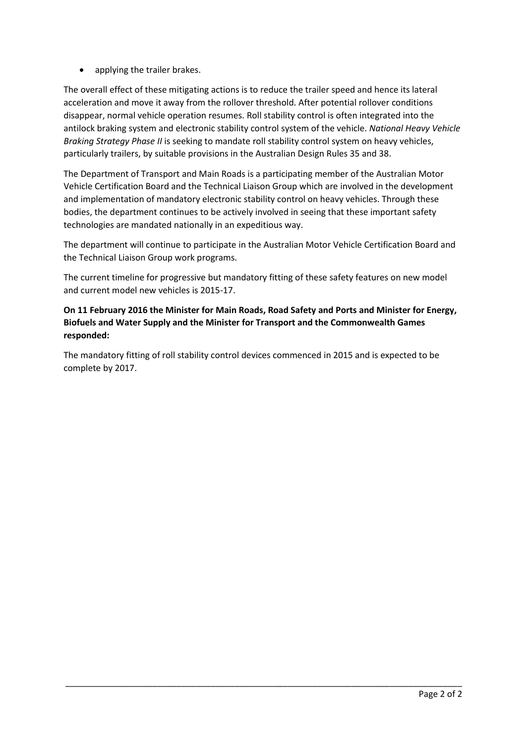- applying the trailer brakes.

The overall effect of these mitigating actions is to reduce the trailer speed and hence its lateral acceleration and move it away from the rollover threshold. After potential rollover conditions disappear, normal vehicle operation resumes. Roll stability control is often integrated into the antilock braking system and electronic stability control system of the vehicle. *National Heavy Vehicle Braking Strategy Phase II* is seeking to mandate roll stability control system on heavy vehicles, particularly trailers, by suitable provisions in the Australian Design Rules 35 and 38.

The Department of Transport and Main Roads is a participating member of the Australian Motor Vehicle Certification Board and the Technical Liaison Group which are involved in the development and implementation of mandatory electronic stability control on heavy vehicles. Through these bodies, the department continues to be actively involved in seeing that these important safety technologies are mandated nationally in an expeditious way.

The department will continue to participate in the Australian Motor Vehicle Certification Board and the Technical Liaison Group work programs.

The current timeline for progressive but mandatory fitting of these safety features on new model and current model new vehicles is 2015-17.

**On 11 February 2016 the Minister for Main Roads, Road Safety and Ports and Minister for Energy, Biofuels and Water Supply and the Minister for Transport and the Commonwealth Games responded:**

The mandatory fitting of roll stability control devices commenced in 2015 and is expected to be complete by 2017.